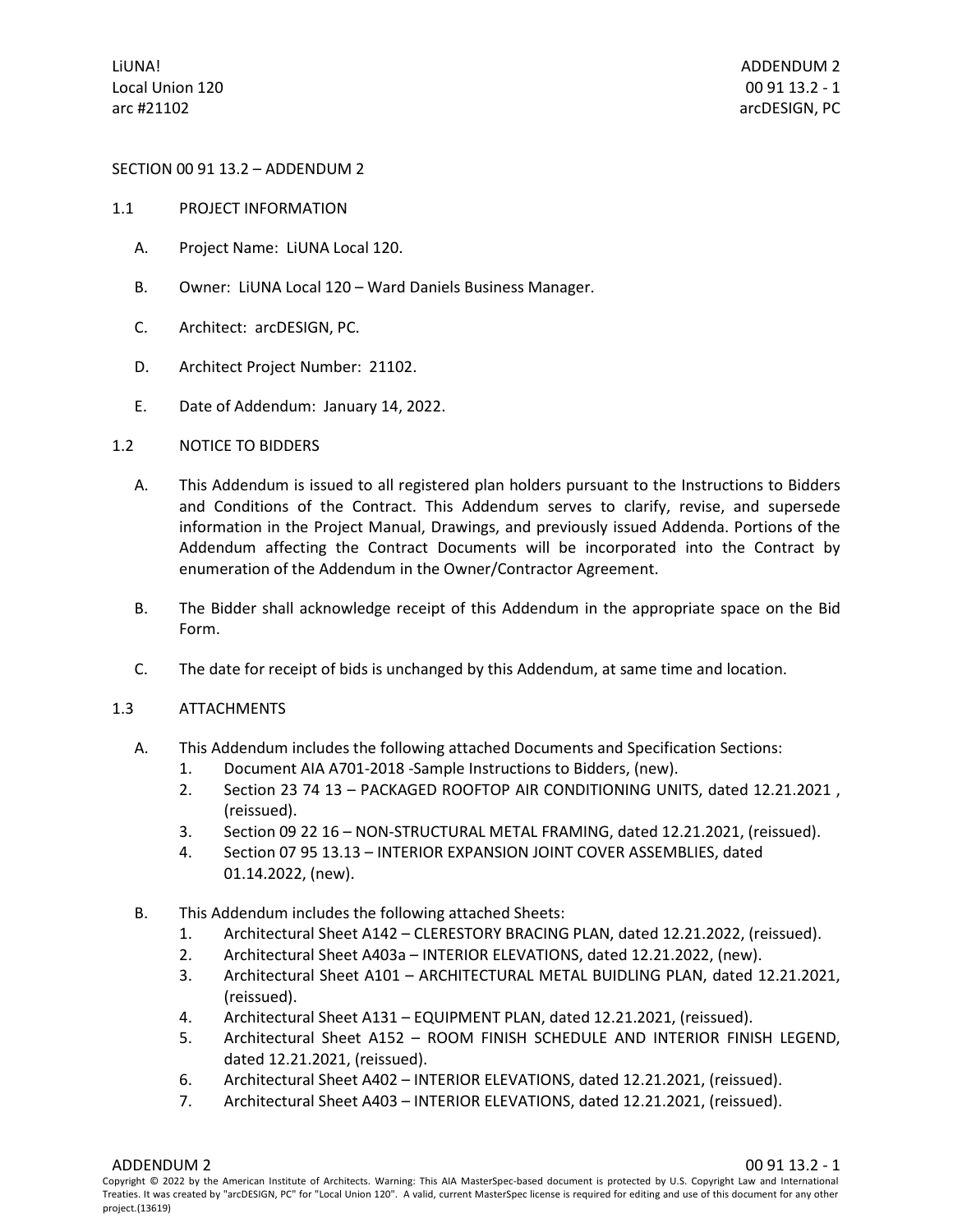# SECTION 00 91 13.2 – ADDENDUM 2

## 1.1 PROJECT INFORMATION

A. Project Name: LiUNA Local 120.

B. Owner: LiUNA Local 120 – Ward Daniels Business Manager.

C. Architect: arcDESIGN, PC.

D. Architect Project Number: 21102.

E. Date of Addendum: January 14, 2022.

## 1.2 NOTICE TO BIDDERS

A. This Addendum is issued to all registered plan holders pursuant to the Instructions to Bidders and Conditions of the Contract. This Addendum serves to clarify, revise, and supersede information in the Project Manual, Drawings, and previously issued Addenda. Portions of the Addendum affecting the Contract Documents will be incorporated into the Contract by enumeration of the Addendum in the Owner/Contractor Agreement.

B. The Bidder shall acknowledge receipt of this Addendum in the appropriate space on the Bid Form.

C. The date for receipt of bids is unchanged by this Addendum, at same time and location.

## 1.3 ATTACHMENTS

A. This Addendum includes the following attached Documents and Specification Sections:
   1. Document AIA A701-2018 -Sample Instructions to Bidders, (new).
   2. Section 23 74 13 – PACKAGED ROOFTOP AIR CONDITIONING UNITS, dated 12.21.2021 , (reissued).
   3. Section 09 22 16 – NON-STRUCTURAL METAL FRAMING, dated 12.21.2021, (reissued).
   4. Section 07 95 13.13 – INTERIOR EXPANSION JOINT COVER ASSEMBLIES, dated 01.14.2022, (new).

B. This Addendum includes the following attached Sheets:
   1. Architectural Sheet A142 – CLERESTORY BRACING PLAN, dated 12.21.2022, (reissued).
   2. Architectural Sheet A403a – INTERIOR ELEVATIONS, dated 12.21.2022, (new).
   3. Architectural Sheet A101 – ARCHITECTURAL METAL BUIDLING PLAN, dated 12.21.2021, (reissued).
   4. Architectural Sheet A131 – EQUIPMENT PLAN, dated 12.21.2021, (reissued).
   5. Architectural Sheet A152 – ROOM FINISH SCHEDULE AND INTERIOR FINISH LEGEND, dated 12.21.2021, (reissued).
   6. Architectural Sheet A402 – INTERIOR ELEVATIONS, dated 12.21.2021, (reissued).
   7. Architectural Sheet A403 – INTERIOR ELEVATIONS, dated 12.21.2021, (reissued).

Copyright © 2022 by the American Institute of Architects. Warning: This AIA MasterSpec-based document is protected by U.S. Copyright Law and International Treaties. It was created by "arcDESIGN, PC" for "Local Union 120". A valid, current MasterSpec license is required for editing and use of this document for any other project.(13619)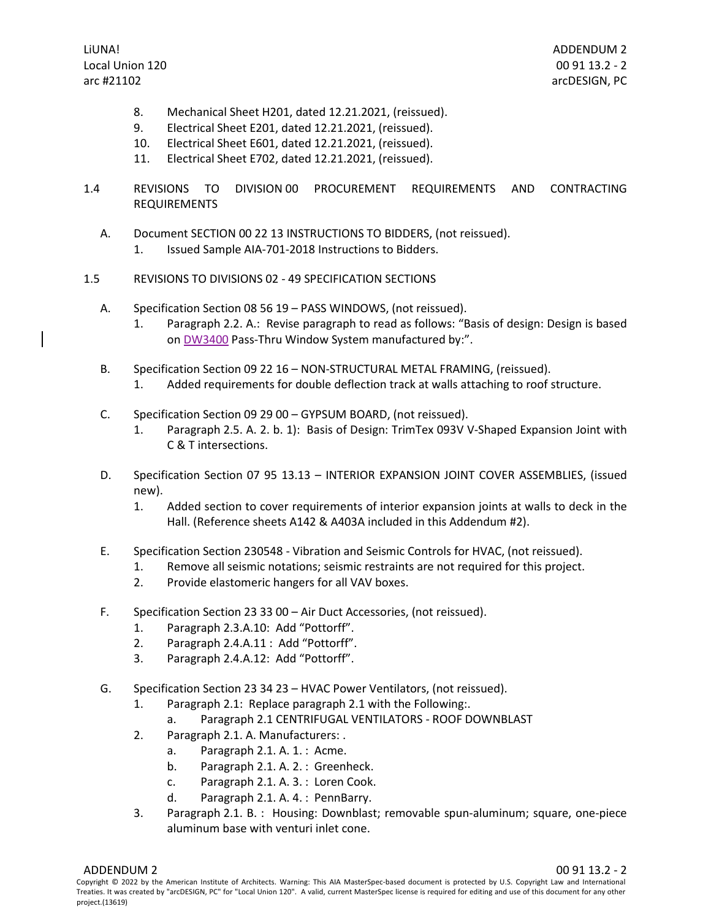8. Mechanical Sheet H201, dated 12.21.2021, (reissued).
9. Electrical Sheet E201, dated 12.21.2021, (reissued).
10. Electrical Sheet E601, dated 12.21.2021, (reissued).
11. Electrical Sheet E702, dated 12.21.2021, (reissued).

## 1.4 REVISIONS TO DIVISION 00 PROCUREMENT REQUIREMENTS AND CONTRACTING REQUIREMENTS

A. Document SECTION 00 22 13 INSTRUCTIONS TO BIDDERS, (not reissued).
   1. Issued Sample AIA-701-2018 Instructions to Bidders.

## 1.5 REVISIONS TO DIVISIONS 02 - 49 SPECIFICATION SECTIONS

A. Specification Section 08 56 19 – PASS WINDOWS, (not reissued).
   1. Paragraph 2.2. A.: Revise paragraph to read as follows: "Basis of design: Design is based on DW3400 Pass-Thru Window System manufactured by:".

B. Specification Section 09 22 16 – NON-STRUCTURAL METAL FRAMING, (reissued).
   1. Added requirements for double deflection track at walls attaching to roof structure.

C. Specification Section 09 29 00 – GYPSUM BOARD, (not reissued).
   1. Paragraph 2.5. A. 2. b. 1): Basis of Design: TrimTex 093V V-Shaped Expansion Joint with C & T intersections.

D. Specification Section 07 95 13.13 – INTERIOR EXPANSION JOINT COVER ASSEMBLIES, (issued new).
   1. Added section to cover requirements of interior expansion joints at walls to deck in the Hall. (Reference sheets A142 & A403A included in this Addendum #2).

E. Specification Section 230548 - Vibration and Seismic Controls for HVAC, (not reissued).
   1. Remove all seismic notations; seismic restraints are not required for this project.
   2. Provide elastomeric hangers for all VAV boxes.

F. Specification Section 23 33 00 – Air Duct Accessories, (not reissued).
   1. Paragraph 2.3.A.10: Add "Pottorff".
   2. Paragraph 2.4.A.11 : Add "Pottorff".
   3. Paragraph 2.4.A.12: Add "Pottorff".

G. Specification Section 23 34 23 – HVAC Power Ventilators, (not reissued).
   1. Paragraph 2.1: Replace paragraph 2.1 with the Following:.
      a. Paragraph 2.1 CENTRIFUGAL VENTILATORS - ROOF DOWNBLAST
   2. Paragraph 2.1. A. Manufacturers: .
      a. Paragraph 2.1. A. 1. : Acme.
      b. Paragraph 2.1. A. 2. : Greenheck.
      c. Paragraph 2.1. A. 3. : Loren Cook.
      d. Paragraph 2.1. A. 4. : PennBarry.
   3. Paragraph 2.1. B. : Housing: Downblast; removable spun-aluminum; square, one-piece aluminum base with venturi inlet cone.

Copyright © 2022 by the American Institute of Architects. Warning: This AIA MasterSpec-based document is protected by U.S. Copyright Law and International Treaties. It was created by "arcDESIGN, PC" for "Local Union 120". A valid, current MasterSpec license is required for editing and use of this document for any other project.(13619)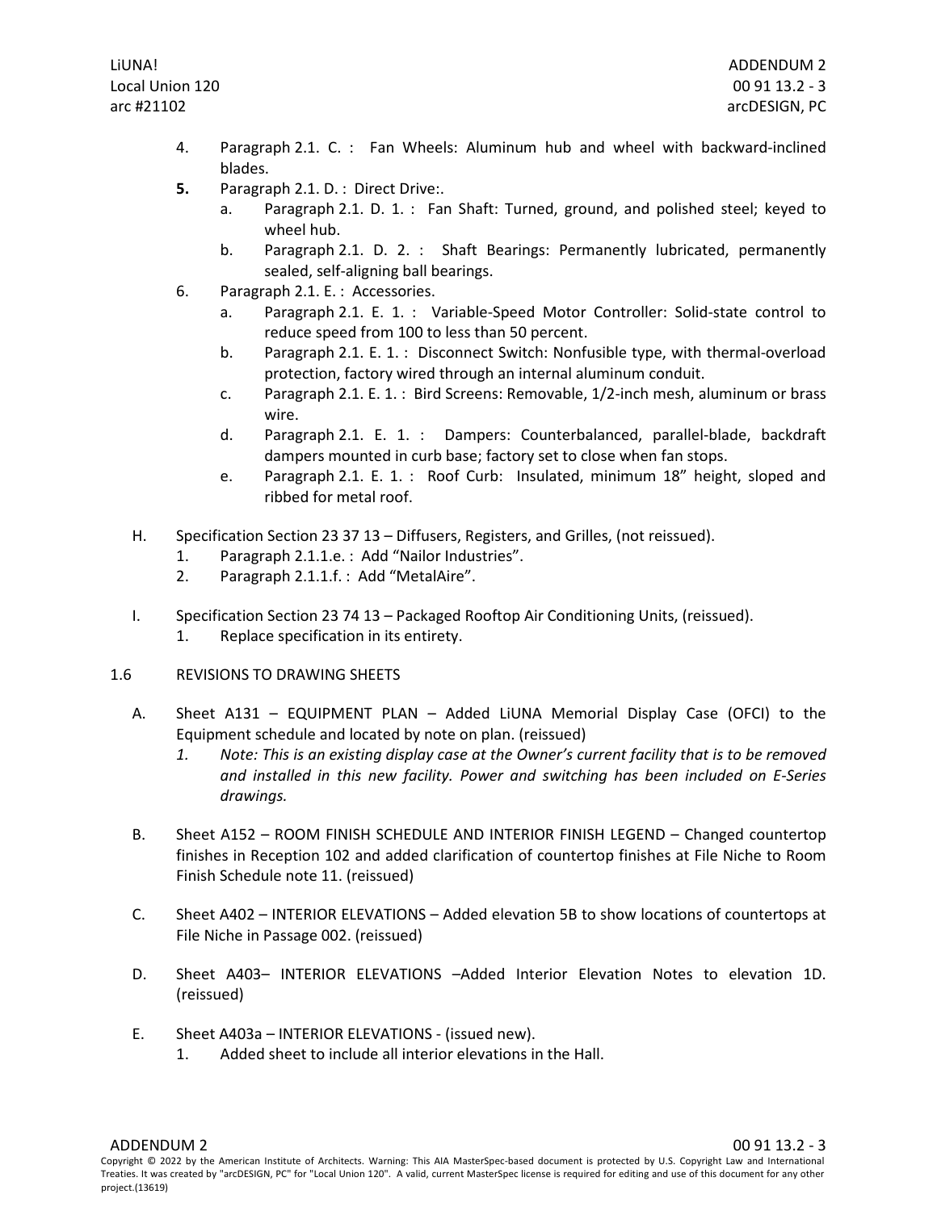4. Paragraph 2.1. C. : Fan Wheels: Aluminum hub and wheel with backward-inclined blades.
5. Paragraph 2.1. D. : Direct Drive:.
   a. Paragraph 2.1. D. 1. : Fan Shaft: Turned, ground, and polished steel; keyed to wheel hub.
   b. Paragraph 2.1. D. 2. : Shaft Bearings: Permanently lubricated, permanently sealed, self-aligning ball bearings.
6. Paragraph 2.1. E. : Accessories.
   a. Paragraph 2.1. E. 1. : Variable-Speed Motor Controller: Solid-state control to reduce speed from 100 to less than 50 percent.
   b. Paragraph 2.1. E. 1. : Disconnect Switch: Nonfusible type, with thermal-overload protection, factory wired through an internal aluminum conduit.
   c. Paragraph 2.1. E. 1. : Bird Screens: Removable, 1/2-inch mesh, aluminum or brass wire.
   d. Paragraph 2.1. E. 1. : Dampers: Counterbalanced, parallel-blade, backdraft dampers mounted in curb base; factory set to close when fan stops.
   e. Paragraph 2.1. E. 1. : Roof Curb: Insulated, minimum 18" height, sloped and ribbed for metal roof.

H. Specification Section 23 37 13 – Diffusers, Registers, and Grilles, (not reissued).
   1. Paragraph 2.1.1.e. : Add "Nailor Industries".
   2. Paragraph 2.1.1.f. : Add "MetalAire".

I. Specification Section 23 74 13 – Packaged Rooftop Air Conditioning Units, (reissued).
   1. Replace specification in its entirety.

1.6 REVISIONS TO DRAWING SHEETS

A. Sheet A131 – EQUIPMENT PLAN – Added LiUNA Memorial Display Case (OFCI) to the Equipment schedule and located by note on plan. (reissued)
   1. *Note: This is an existing display case at the Owner's current facility that is to be removed and installed in this new facility. Power and switching has been included on E-Series drawings.*

B. Sheet A152 – ROOM FINISH SCHEDULE AND INTERIOR FINISH LEGEND – Changed countertop finishes in Reception 102 and added clarification of countertop finishes at File Niche to Room Finish Schedule note 11. (reissued)

C. Sheet A402 – INTERIOR ELEVATIONS – Added elevation 5B to show locations of countertops at File Niche in Passage 002. (reissued)

D. Sheet A403– INTERIOR ELEVATIONS –Added Interior Elevation Notes to elevation 1D. (reissued)

E. Sheet A403a – INTERIOR ELEVATIONS - (issued new).
   1. Added sheet to include all interior elevations in the Hall.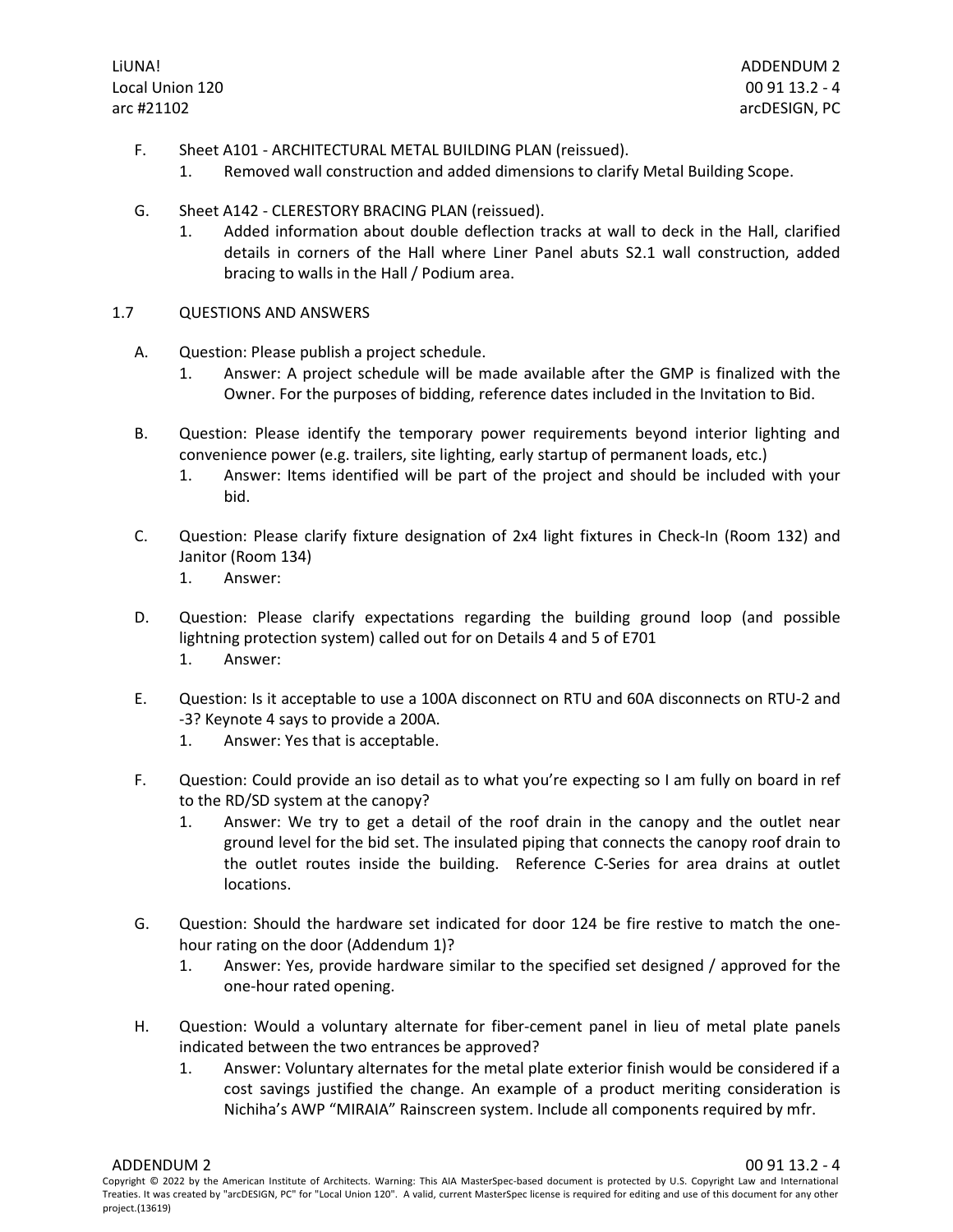F. Sheet A101 - ARCHITECTURAL METAL BUILDING PLAN (reissued).
   1. Removed wall construction and added dimensions to clarify Metal Building Scope.

G. Sheet A142 - CLERESTORY BRACING PLAN (reissued).
   1. Added information about double deflection tracks at wall to deck in the Hall, clarified details in corners of the Hall where Liner Panel abuts S2.1 wall construction, added bracing to walls in the Hall / Podium area.

## 1.7 QUESTIONS AND ANSWERS

A. Question: Please publish a project schedule.
   1. Answer: A project schedule will be made available after the GMP is finalized with the Owner. For the purposes of bidding, reference dates included in the Invitation to Bid.

B. Question: Please identify the temporary power requirements beyond interior lighting and convenience power (e.g. trailers, site lighting, early startup of permanent loads, etc.)
   1. Answer: Items identified will be part of the project and should be included with your bid.

C. Question: Please clarify fixture designation of 2x4 light fixtures in Check-In (Room 132) and Janitor (Room 134)
   1. Answer:

D. Question: Please clarify expectations regarding the building ground loop (and possible lightning protection system) called out for on Details 4 and 5 of E701
   1. Answer:

E. Question: Is it acceptable to use a 100A disconnect on RTU and 60A disconnects on RTU-2 and -3? Keynote 4 says to provide a 200A.
   1. Answer: Yes that is acceptable.

F. Question: Could provide an iso detail as to what you're expecting so I am fully on board in ref to the RD/SD system at the canopy?
   1. Answer: We try to get a detail of the roof drain in the canopy and the outlet near ground level for the bid set. The insulated piping that connects the canopy roof drain to the outlet routes inside the building. Reference C-Series for area drains at outlet locations.

G. Question: Should the hardware set indicated for door 124 be fire restive to match the one-hour rating on the door (Addendum 1)?
   1. Answer: Yes, provide hardware similar to the specified set designed / approved for the one-hour rated opening.

H. Question: Would a voluntary alternate for fiber-cement panel in lieu of metal plate panels indicated between the two entrances be approved?
   1. Answer: Voluntary alternates for the metal plate exterior finish would be considered if a cost savings justified the change. An example of a product meriting consideration is Nichiha's AWP "MIRAIA" Rainscreen system. Include all components required by mfr.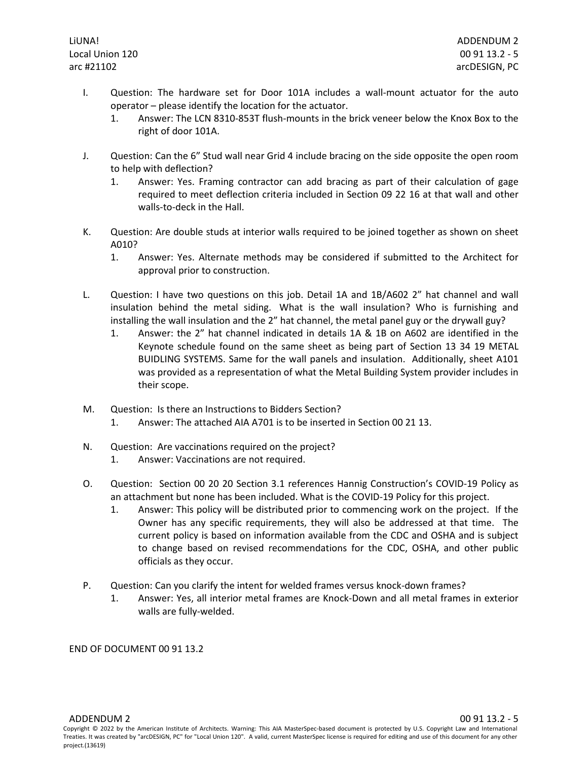I. Question: The hardware set for Door 101A includes a wall-mount actuator for the auto operator – please identify the location for the actuator.
   1. Answer: The LCN 8310-853T flush-mounts in the brick veneer below the Knox Box to the right of door 101A.

J. Question: Can the 6" Stud wall near Grid 4 include bracing on the side opposite the open room to help with deflection?
   1. Answer: Yes. Framing contractor can add bracing as part of their calculation of gage required to meet deflection criteria included in Section 09 22 16 at that wall and other walls-to-deck in the Hall.

K. Question: Are double studs at interior walls required to be joined together as shown on sheet A010?
   1. Answer: Yes. Alternate methods may be considered if submitted to the Architect for approval prior to construction.

L. Question: I have two questions on this job. Detail 1A and 1B/A602 2" hat channel and wall insulation behind the metal siding. What is the wall insulation? Who is furnishing and installing the wall insulation and the 2" hat channel, the metal panel guy or the drywall guy?
   1. Answer: the 2" hat channel indicated in details 1A & 1B on A602 are identified in the Keynote schedule found on the same sheet as being part of Section 13 34 19 METAL BUIDLING SYSTEMS. Same for the wall panels and insulation. Additionally, sheet A101 was provided as a representation of what the Metal Building System provider includes in their scope.

M. Question: Is there an Instructions to Bidders Section?
   1. Answer: The attached AIA A701 is to be inserted in Section 00 21 13.

N. Question: Are vaccinations required on the project?
   1. Answer: Vaccinations are not required.

O. Question: Section 00 20 20 Section 3.1 references Hannig Construction's COVID-19 Policy as an attachment but none has been included. What is the COVID-19 Policy for this project.
   1. Answer: This policy will be distributed prior to commencing work on the project. If the Owner has any specific requirements, they will also be addressed at that time. The current policy is based on information available from the CDC and OSHA and is subject to change based on revised recommendations for the CDC, OSHA, and other public officials as they occur.

P. Question: Can you clarify the intent for welded frames versus knock-down frames?
   1. Answer: Yes, all interior metal frames are Knock-Down and all metal frames in exterior walls are fully-welded.

END OF DOCUMENT 00 91 13.2

Copyright © 2022 by the American Institute of Architects. Warning: This AIA MasterSpec-based document is protected by U.S. Copyright Law and International Treaties. It was created by "arcDESIGN, PC" for "Local Union 120". A valid, current MasterSpec license is required for editing and use of this document for any other project.(13619)